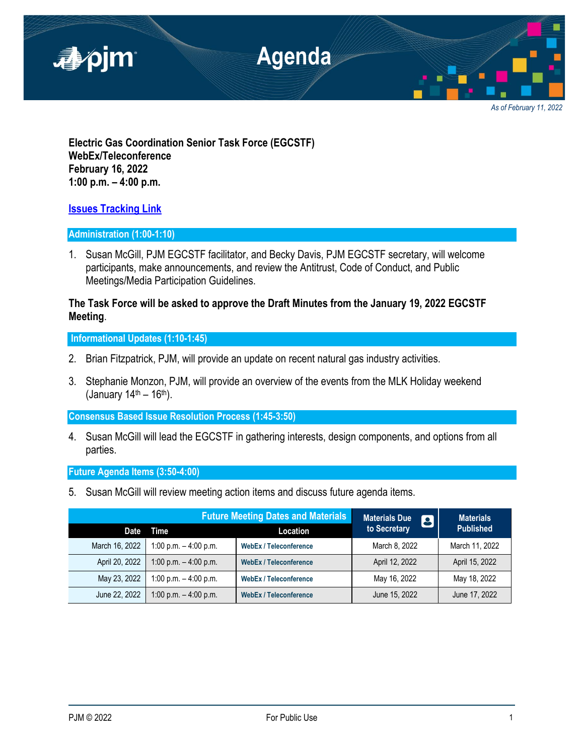# Agenda

*As of February 11, 2022*

**Electric Gas Coordination Senior Task Force (EGCSTF)**
**WebEx/Teleconference**
**February 16, 2022**
**1:00 p.m. – 4:00 p.m.**

**Issues Tracking Link**

## Administration (1:00-1:10)

1. Susan McGill, PJM EGCSTF facilitator, and Becky Davis, PJM EGCSTF secretary, will welcome participants, make announcements, and review the Antitrust, Code of Conduct, and Public Meetings/Media Participation Guidelines.

**The Task Force will be asked to approve the Draft Minutes from the January 19, 2022 EGCSTF Meeting**.

## Informational Updates (1:10-1:45)

2. Brian Fitzpatrick, PJM, will provide an update on recent natural gas industry activities.

3. Stephanie Monzon, PJM, will provide an overview of the events from the MLK Holiday weekend (January 14th – 16th).

## Consensus Based Issue Resolution Process (1:45-3:50)

4. Susan McGill will lead the EGCSTF in gathering interests, design components, and options from all parties.

## Future Agenda Items (3:50-4:00)

5. Susan McGill will review meeting action items and discuss future agenda items.

| Future Meeting Dates and Materials | | | Materials Due to Secretary | Materials Published |
|---|---|---|---|---|
| Date | Time | Location | | |
| March 16, 2022 | 1:00 p.m. – 4:00 p.m. | WebEx / Teleconference | March 8, 2022 | March 11, 2022 |
| April 20, 2022 | 1:00 p.m. – 4:00 p.m. | WebEx / Teleconference | April 12, 2022 | April 15, 2022 |
| May 23, 2022 | 1:00 p.m. – 4:00 p.m. | WebEx / Teleconference | May 16, 2022 | May 18, 2022 |
| June 22, 2022 | 1:00 p.m. – 4:00 p.m. | WebEx / Teleconference | June 15, 2022 | June 17, 2022 |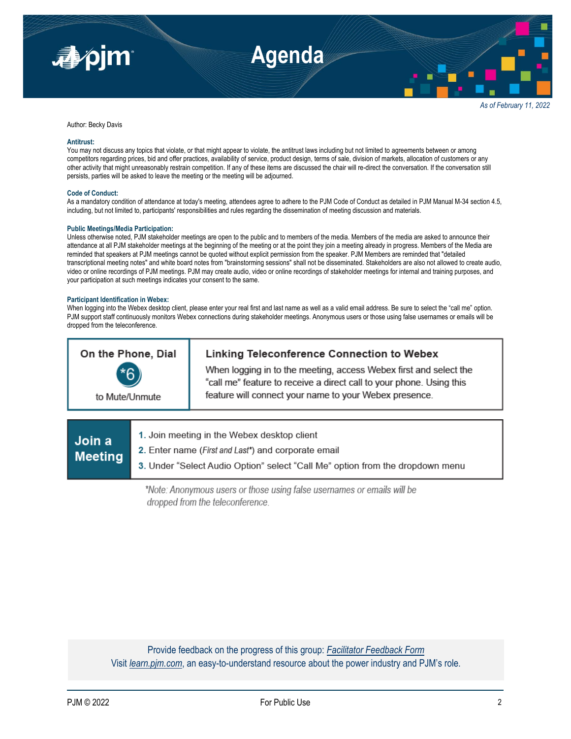As of February 11, 2022

Author: Becky Davis

**Antitrust:**
You may not discuss any topics that violate, or that might appear to violate, the antitrust laws including but not limited to agreements between or among competitors regarding prices, bid and offer practices, availability of service, product design, terms of sale, division of markets, allocation of customers or any other activity that might unreasonably restrain competition. If any of these items are discussed the chair will re-direct the conversation. If the conversation still persists, parties will be asked to leave the meeting or the meeting will be adjourned.

**Code of Conduct:**
As a mandatory condition of attendance at today's meeting, attendees agree to adhere to the PJM Code of Conduct as detailed in PJM Manual M-34 section 4.5, including, but not limited to, participants' responsibilities and rules regarding the dissemination of meeting discussion and materials.

**Public Meetings/Media Participation:**
Unless otherwise noted, PJM stakeholder meetings are open to the public and to members of the media. Members of the media are asked to announce their attendance at all PJM stakeholder meetings at the beginning of the meeting or at the point they join a meeting already in progress. Members of the Media are reminded that speakers at PJM meetings cannot be quoted without explicit permission from the speaker. PJM Members are reminded that "detailed transcriptional meeting notes" and white board notes from "brainstorming sessions" shall not be disseminated. Stakeholders are also not allowed to create audio, video or online recordings of PJM meetings. PJM may create audio, video or online recordings of stakeholder meetings for internal and training purposes, and your participation at such meetings indicates your consent to the same.

**Participant Identification in Webex:**
When logging into the Webex desktop client, please enter your real first and last name as well as a valid email address. Be sure to select the "call me" option. PJM support staff continuously monitors Webex connections during stakeholder meetings. Anonymous users or those using false usernames or emails will be dropped from the teleconference.

| On the Phone, Dial *6 to Mute/Unmute | **Linking Teleconference Connection to Webex** When logging in to the meeting, access Webex first and select the "call me" feature to receive a direct call to your phone. Using this feature will connect your name to your Webex presence. |
|---|---|

**Join a Meeting**

1. Join meeting in the Webex desktop client
2. Enter name (*First and Last*\*) and corporate email
3. Under "Select Audio Option" select "Call Me" option from the dropdown menu

*\*Note: Anonymous users or those using false usernames or emails will be dropped from the teleconference.*

Provide feedback on the progress of this group: *Facilitator Feedback Form*
Visit *learn.pjm.com*, an easy-to-understand resource about the power industry and PJM's role.

PJM © 2022 For Public Use